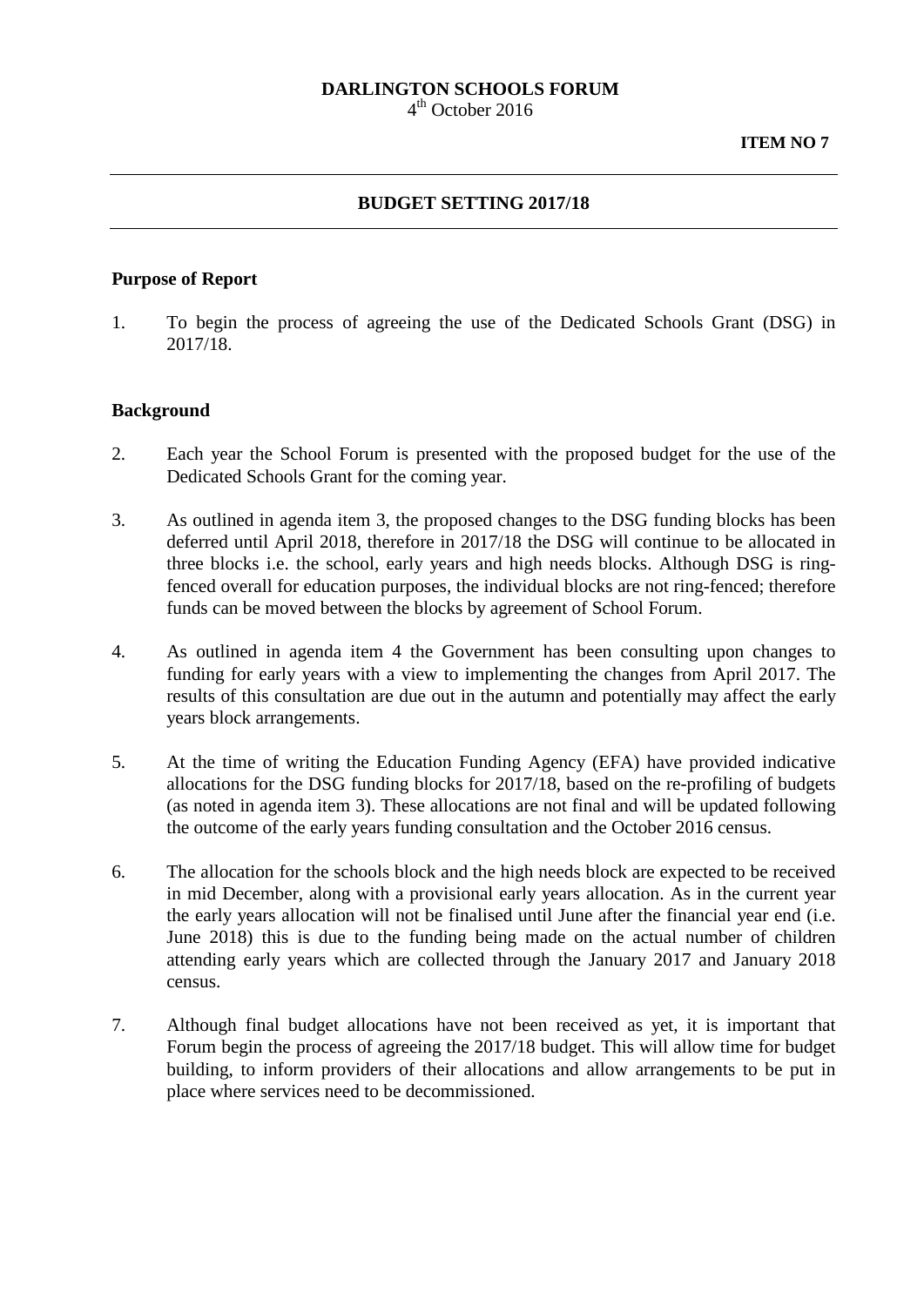**DARLINGTON SCHOOLS FORUM**
4th October 2016

**ITEM NO 7**

---

## BUDGET SETTING 2017/18

---

### Purpose of Report

1. To begin the process of agreeing the use of the Dedicated Schools Grant (DSG) in 2017/18.

### Background

2. Each year the School Forum is presented with the proposed budget for the use of the Dedicated Schools Grant for the coming year.

3. As outlined in agenda item 3, the proposed changes to the DSG funding blocks has been deferred until April 2018, therefore in 2017/18 the DSG will continue to be allocated in three blocks i.e. the school, early years and high needs blocks. Although DSG is ring-fenced overall for education purposes, the individual blocks are not ring-fenced; therefore funds can be moved between the blocks by agreement of School Forum.

4. As outlined in agenda item 4 the Government has been consulting upon changes to funding for early years with a view to implementing the changes from April 2017. The results of this consultation are due out in the autumn and potentially may affect the early years block arrangements.

5. At the time of writing the Education Funding Agency (EFA) have provided indicative allocations for the DSG funding blocks for 2017/18, based on the re-profiling of budgets (as noted in agenda item 3). These allocations are not final and will be updated following the outcome of the early years funding consultation and the October 2016 census.

6. The allocation for the schools block and the high needs block are expected to be received in mid December, along with a provisional early years allocation. As in the current year the early years allocation will not be finalised until June after the financial year end (i.e. June 2018) this is due to the funding being made on the actual number of children attending early years which are collected through the January 2017 and January 2018 census.

7. Although final budget allocations have not been received as yet, it is important that Forum begin the process of agreeing the 2017/18 budget. This will allow time for budget building, to inform providers of their allocations and allow arrangements to be put in place where services need to be decommissioned.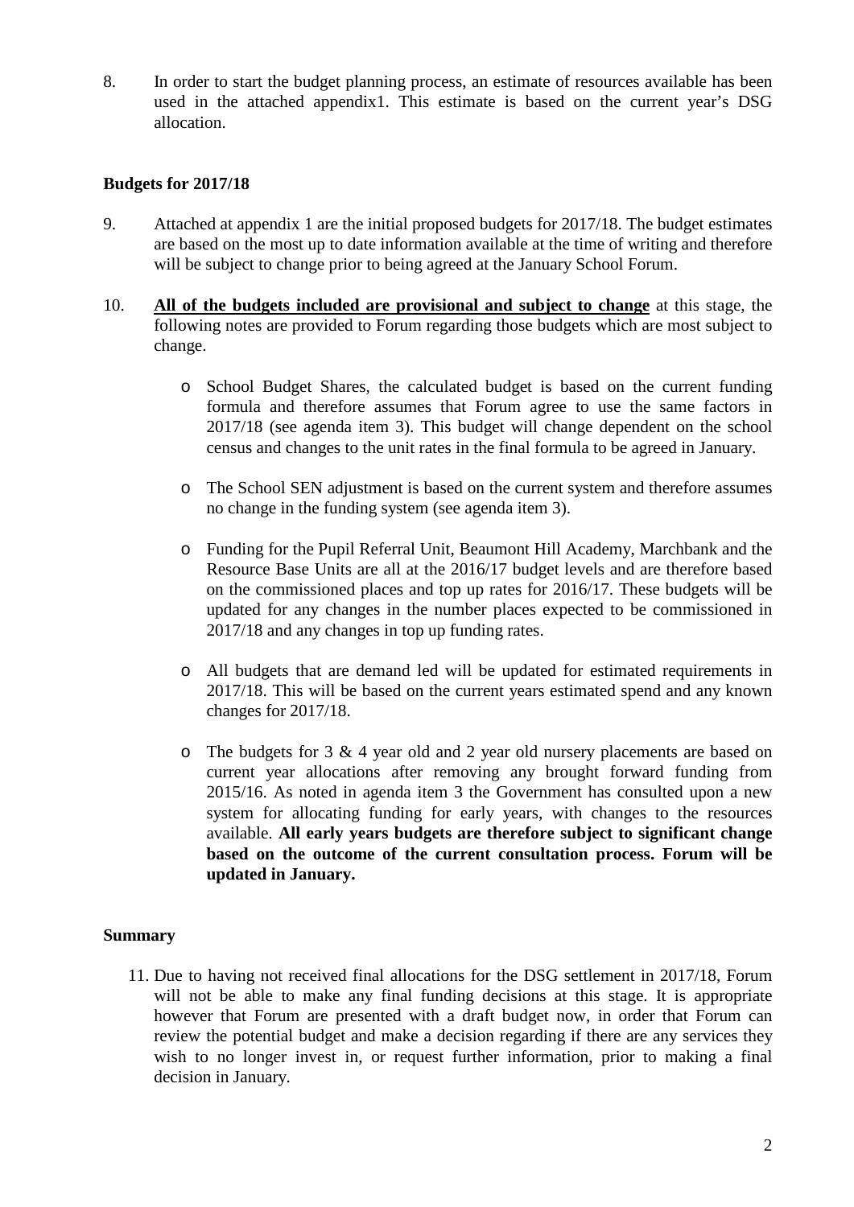8. In order to start the budget planning process, an estimate of resources available has been used in the attached appendix1. This estimate is based on the current year's DSG allocation.

**Budgets for 2017/18**

9. Attached at appendix 1 are the initial proposed budgets for 2017/18. The budget estimates are based on the most up to date information available at the time of writing and therefore will be subject to change prior to being agreed at the January School Forum.

10. **All of the budgets included are provisional and subject to change** at this stage, the following notes are provided to Forum regarding those budgets which are most subject to change.

    - School Budget Shares, the calculated budget is based on the current funding formula and therefore assumes that Forum agree to use the same factors in 2017/18 (see agenda item 3). This budget will change dependent on the school census and changes to the unit rates in the final formula to be agreed in January.

    - The School SEN adjustment is based on the current system and therefore assumes no change in the funding system (see agenda item 3).

    - Funding for the Pupil Referral Unit, Beaumont Hill Academy, Marchbank and the Resource Base Units are all at the 2016/17 budget levels and are therefore based on the commissioned places and top up rates for 2016/17. These budgets will be updated for any changes in the number places expected to be commissioned in 2017/18 and any changes in top up funding rates.

    - All budgets that are demand led will be updated for estimated requirements in 2017/18. This will be based on the current years estimated spend and any known changes for 2017/18.

    - The budgets for 3 & 4 year old and 2 year old nursery placements are based on current year allocations after removing any brought forward funding from 2015/16. As noted in agenda item 3 the Government has consulted upon a new system for allocating funding for early years, with changes to the resources available. **All early years budgets are therefore subject to significant change based on the outcome of the current consultation process. Forum will be updated in January.**

**Summary**

11. Due to having not received final allocations for the DSG settlement in 2017/18, Forum will not be able to make any final funding decisions at this stage. It is appropriate however that Forum are presented with a draft budget now, in order that Forum can review the potential budget and make a decision regarding if there are any services they wish to no longer invest in, or request further information, prior to making a final decision in January.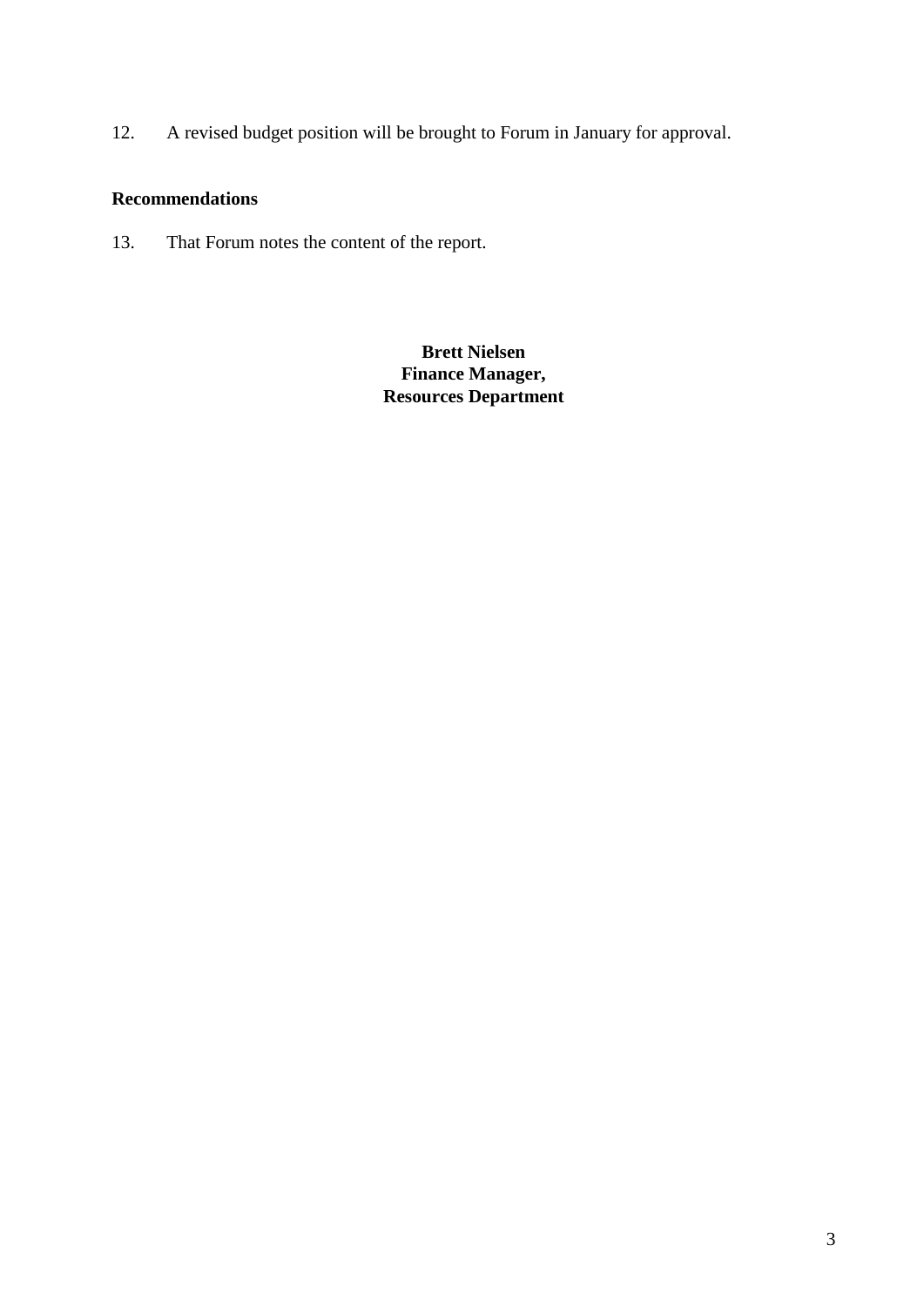12. A revised budget position will be brought to Forum in January for approval.

**Recommendations**

13. That Forum notes the content of the report.

**Brett Nielsen**
**Finance Manager,**
**Resources Department**